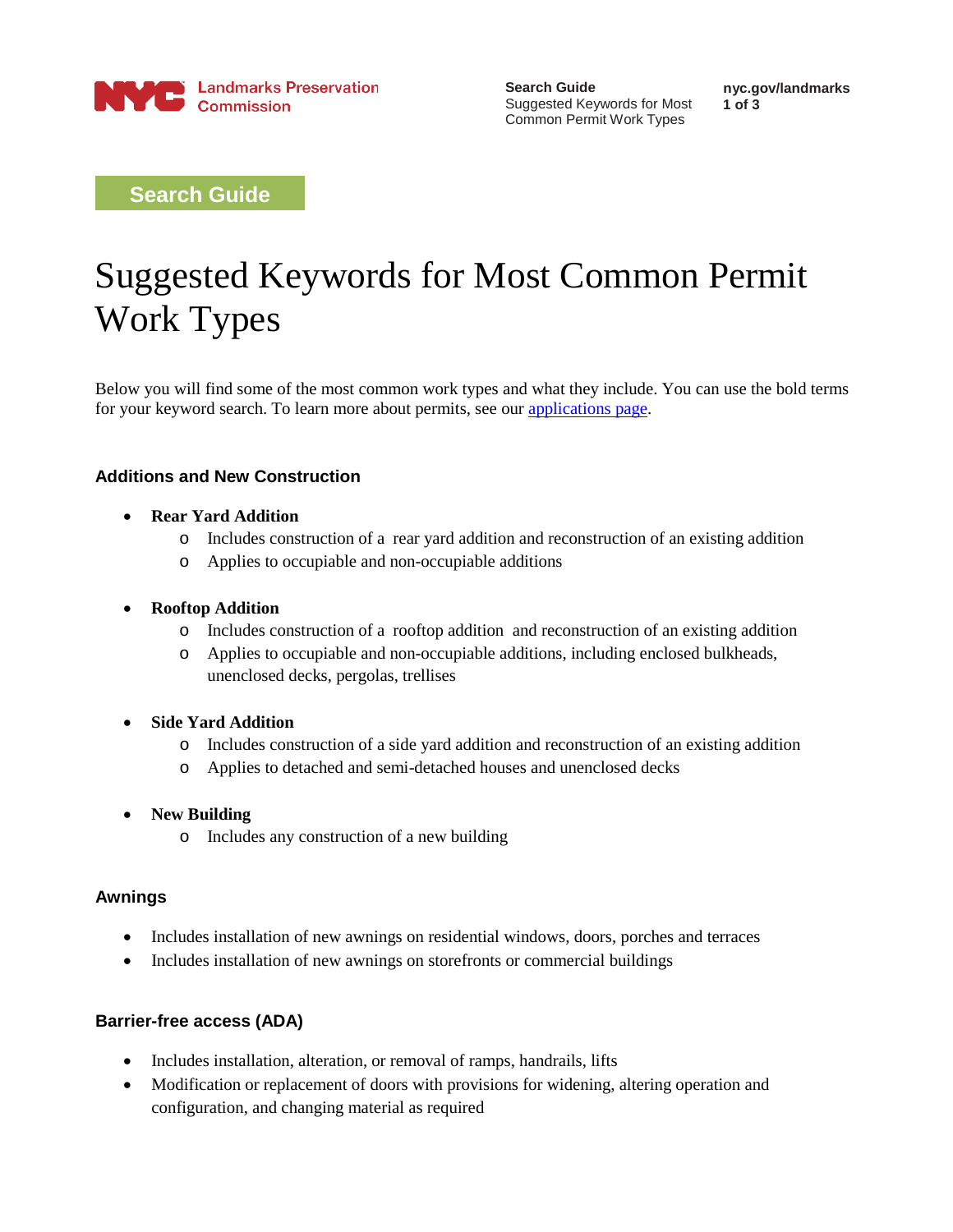Search Guide

# Suggested Keywords for Most Common Permit Work Types

Below you will find some of the most common work types and what they include. You can use the bold terms for your keyword search. To learn more about permits, see our applications page.

### Additions and New Construction

- **Rear Yard Addition**
  - Includes construction of a rear yard addition and reconstruction of an existing addition
  - Applies to occupiable and non-occupiable additions
- **Rooftop Addition**
  - Includes construction of a rooftop addition and reconstruction of an existing addition
  - Applies to occupiable and non-occupiable additions, including enclosed bulkheads, unenclosed decks, pergolas, trellises
- **Side Yard Addition**
  - Includes construction of a side yard addition and reconstruction of an existing addition
  - Applies to detached and semi-detached houses and unenclosed decks
- **New Building**
  - Includes any construction of a new building

### Awnings

- Includes installation of new awnings on residential windows, doors, porches and terraces
- Includes installation of new awnings on storefronts or commercial buildings

### Barrier-free access (ADA)

- Includes installation, alteration, or removal of ramps, handrails, lifts
- Modification or replacement of doors with provisions for widening, altering operation and configuration, and changing material as required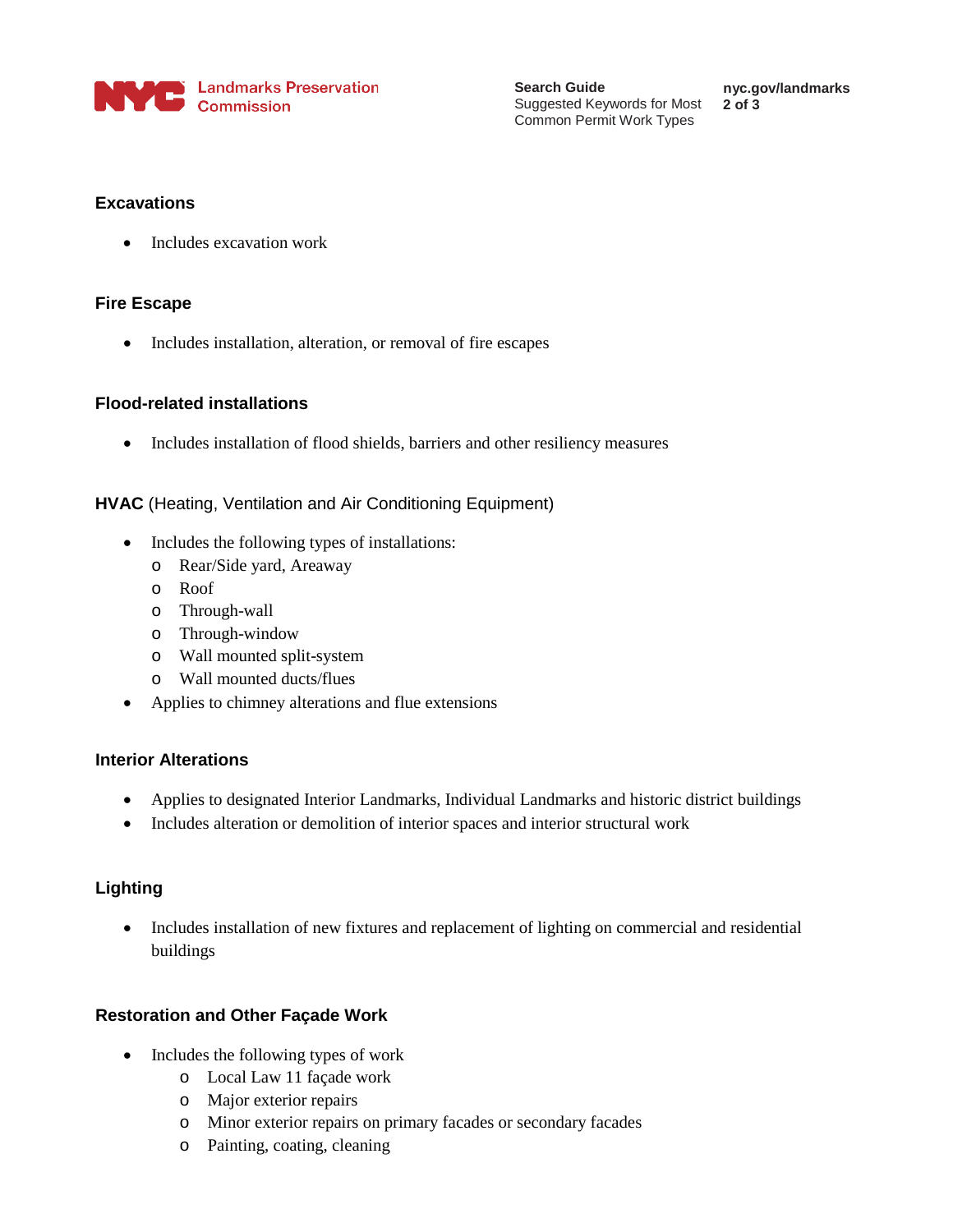### Excavations

- Includes excavation work

### Fire Escape

- Includes installation, alteration, or removal of fire escapes

### Flood-related installations

- Includes installation of flood shields, barriers and other resiliency measures

### **HVAC** (Heating, Ventilation and Air Conditioning Equipment)

- Includes the following types of installations:
  - Rear/Side yard, Areaway
  - Roof
  - Through-wall
  - Through-window
  - Wall mounted split-system
  - Wall mounted ducts/flues
- Applies to chimney alterations and flue extensions

### Interior Alterations

- Applies to designated Interior Landmarks, Individual Landmarks and historic district buildings
- Includes alteration or demolition of interior spaces and interior structural work

### Lighting

- Includes installation of new fixtures and replacement of lighting on commercial and residential buildings

### Restoration and Other Façade Work

- Includes the following types of work
  - Local Law 11 façade work
  - Major exterior repairs
  - Minor exterior repairs on primary facades or secondary facades
  - Painting, coating, cleaning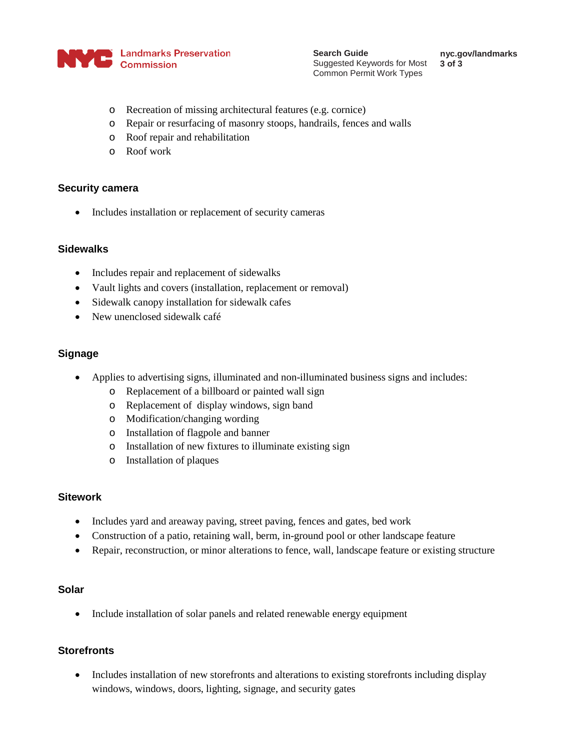- Recreation of missing architectural features (e.g. cornice)
  - Repair or resurfacing of masonry stoops, handrails, fences and walls
  - Roof repair and rehabilitation
  - Roof work

## Security camera

- Includes installation or replacement of security cameras

## Sidewalks

- Includes repair and replacement of sidewalks
- Vault lights and covers (installation, replacement or removal)
- Sidewalk canopy installation for sidewalk cafes
- New unenclosed sidewalk café

## Signage

- Applies to advertising signs, illuminated and non-illuminated business signs and includes:
  - Replacement of a billboard or painted wall sign
  - Replacement of display windows, sign band
  - Modification/changing wording
  - Installation of flagpole and banner
  - Installation of new fixtures to illuminate existing sign
  - Installation of plaques

## Sitework

- Includes yard and areaway paving, street paving, fences and gates, bed work
- Construction of a patio, retaining wall, berm, in-ground pool or other landscape feature
- Repair, reconstruction, or minor alterations to fence, wall, landscape feature or existing structure

## Solar

- Include installation of solar panels and related renewable energy equipment

## Storefronts

- Includes installation of new storefronts and alterations to existing storefronts including display windows, windows, doors, lighting, signage, and security gates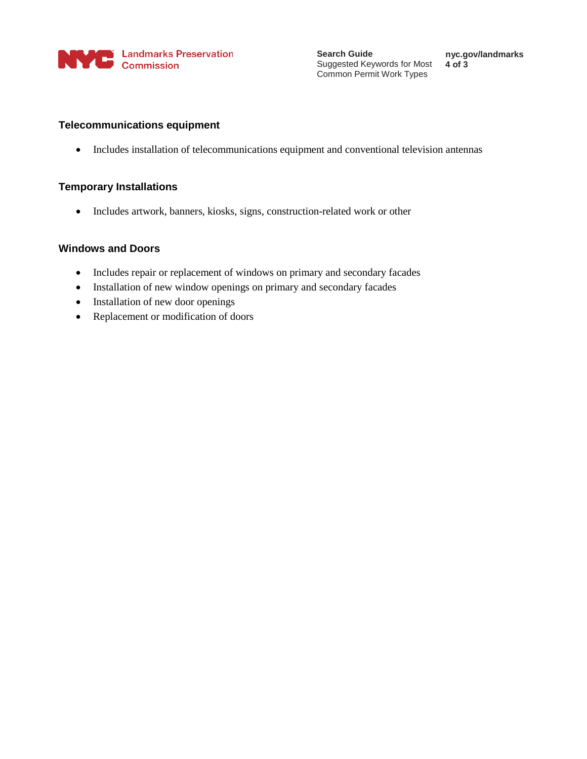### Telecommunications equipment

- Includes installation of telecommunications equipment and conventional television antennas

### Temporary Installations

- Includes artwork, banners, kiosks, signs, construction-related work or other

### Windows and Doors

- Includes repair or replacement of windows on primary and secondary facades
- Installation of new window openings on primary and secondary facades
- Installation of new door openings
- Replacement or modification of doors